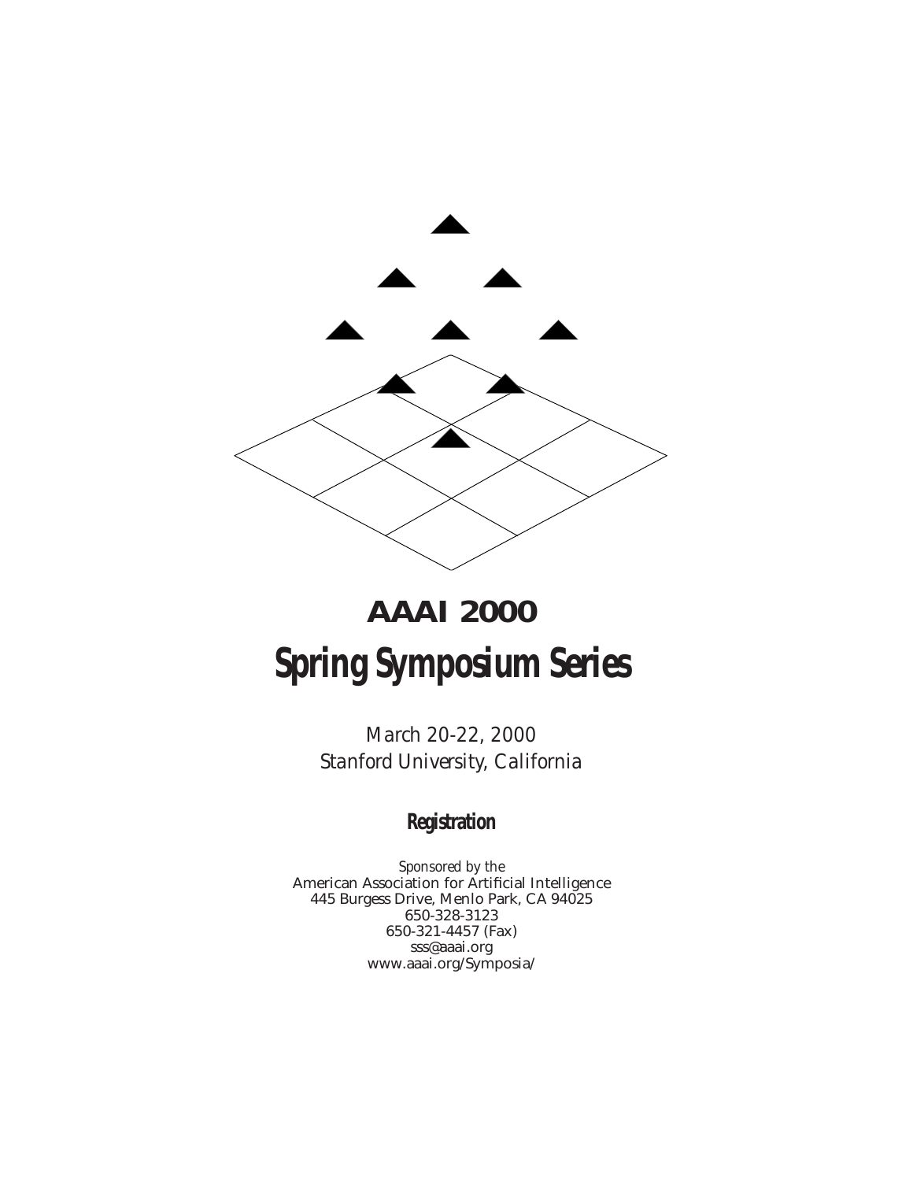# AAAI 2000

# Spring Symposium Series

*March 20-22, 2000*
*Stanford University, California*

## Registration

*Sponsored by the*
American Association for Artificial Intelligence
445 Burgess Drive, Menlo Park, CA 94025
650-328-3123
650-321-4457 (Fax)
sss@aaai.org
www.aaai.org/Symposia/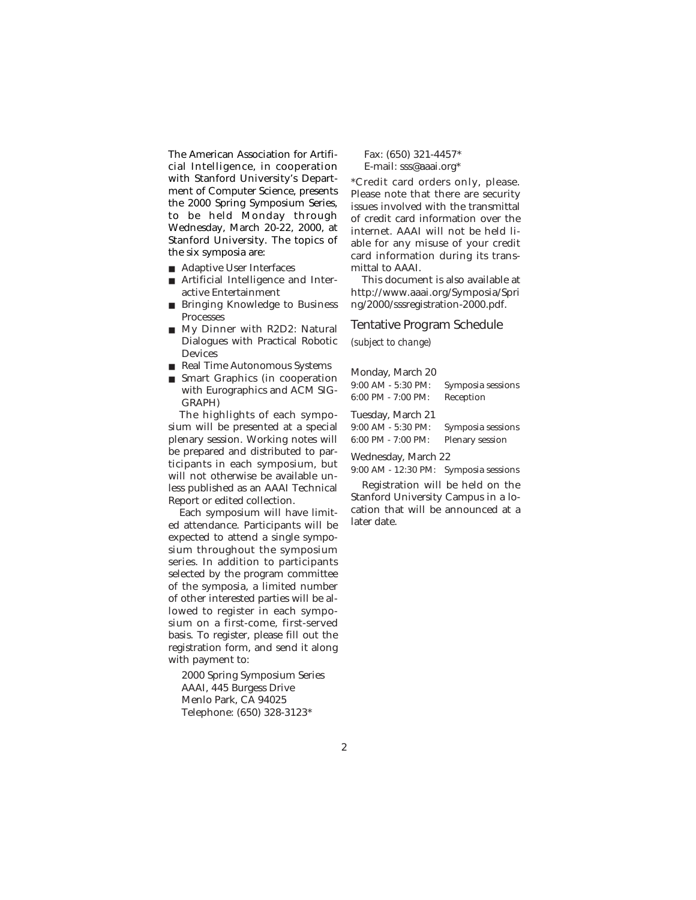The American Association for Artificial Intelligence, in cooperation with Stanford University's Department of Computer Science, presents the 2000 Spring Symposium Series, to be held Monday through Wednesday, March 20-22, 2000, at Stanford University. The topics of the six symposia are:

- Adaptive User Interfaces
- Artificial Intelligence and Interactive Entertainment
- Bringing Knowledge to Business Processes
- My Dinner with R2D2: Natural Dialogues with Practical Robotic Devices
- Real Time Autonomous Systems
- Smart Graphics (in cooperation with Eurographics and ACM SIGGRAPH)

The highlights of each symposium will be presented at a special plenary session. Working notes will be prepared and distributed to participants in each symposium, but will not otherwise be available unless published as an AAAI Technical Report or edited collection.

Each symposium will have limited attendance. Participants will be expected to attend a single symposium throughout the symposium series. In addition to participants selected by the program committee of the symposia, a limited number of other interested parties will be allowed to register in each symposium on a first-come, first-served basis. To register, please fill out the registration form, and send it along with payment to:

2000 Spring Symposium Series
AAAI, 445 Burgess Drive
Menlo Park, CA 94025
Telephone: (650) 328-3123*
Fax: (650) 321-4457*
E-mail: sss@aaai.org*

*Credit card orders only, please. Please note that there are security issues involved with the transmittal of credit card information over the internet. AAAI will not be held liable for any misuse of your credit card information during its transmittal to AAAI.

This document is also available at http://www.aaai.org/Symposia/Spring/2000/sssregistration-2000.pdf.

## Tentative Program Schedule

*(subject to change)*

Monday, March 20

| | |
|---|---|
| 9:00 AM - 5:30 PM: | Symposia sessions |
| 6:00 PM - 7:00 PM: | Reception |

Tuesday, March 21

| | |
|---|---|
| 9:00 AM - 5:30 PM: | Symposia sessions |
| 6:00 PM - 7:00 PM: | Plenary session |

Wednesday, March 22

| | |
|---|---|
| 9:00 AM - 12:30 PM: | Symposia sessions |

Registration will be held on the Stanford University Campus in a location that will be announced at a later date.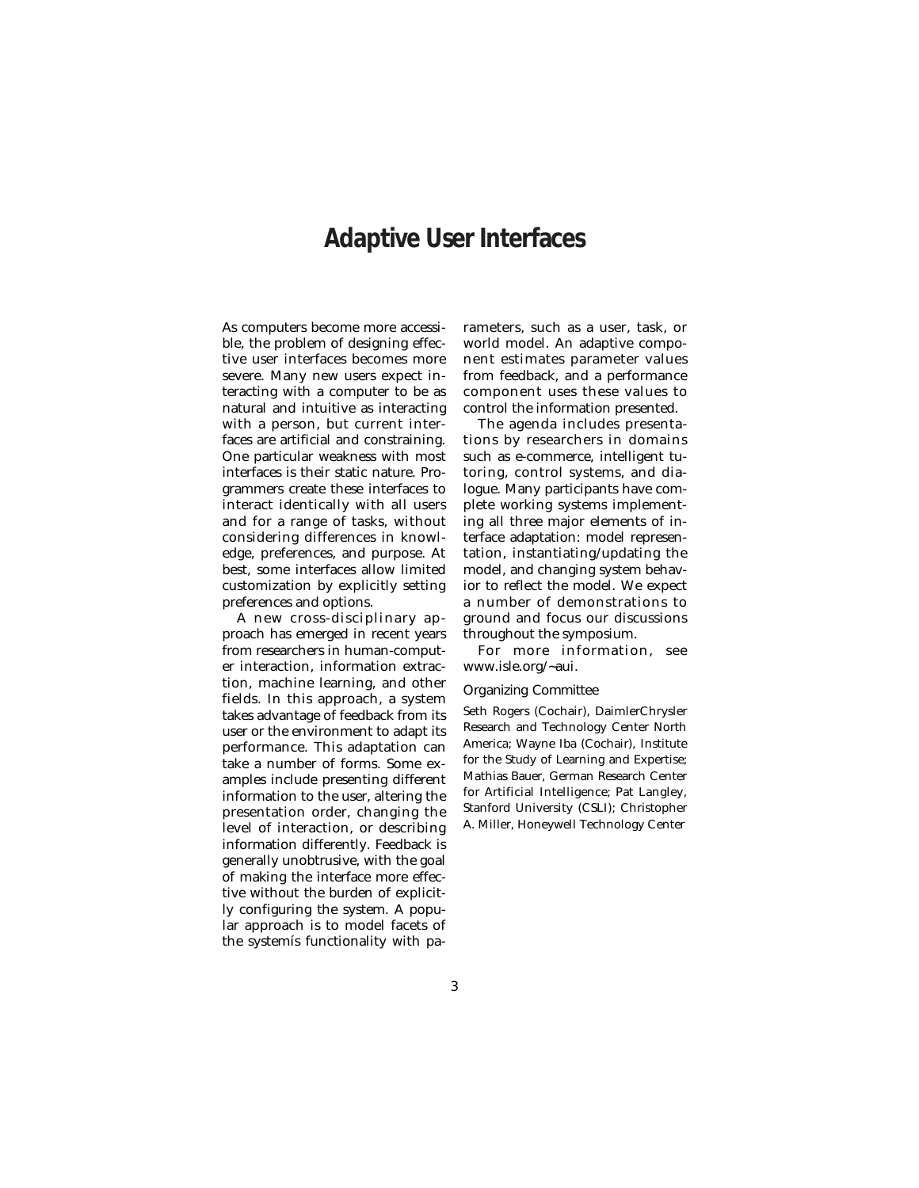# Adaptive User Interfaces

As computers become more accessible, the problem of designing effective user interfaces becomes more severe. Many new users expect interacting with a computer to be as natural and intuitive as interacting with a person, but current interfaces are artificial and constraining. One particular weakness with most interfaces is their static nature. Programmers create these interfaces to interact identically with all users and for a range of tasks, without considering differences in knowledge, preferences, and purpose. At best, some interfaces allow limited customization by explicitly setting preferences and options.

A new cross-disciplinary approach has emerged in recent years from researchers in human-computer interaction, information extraction, machine learning, and other fields. In this approach, a system takes advantage of feedback from its user or the environment to adapt its performance. This adaptation can take a number of forms. Some examples include presenting different information to the user, altering the presentation order, changing the level of interaction, or describing information differently. Feedback is generally unobtrusive, with the goal of making the interface more effective without the burden of explicitly configuring the system. A popular approach is to model facets of the systemís functionality with parameters, such as a user, task, or world model. An adaptive component estimates parameter values from feedback, and a performance component uses these values to control the information presented.

The agenda includes presentations by researchers in domains such as e-commerce, intelligent tutoring, control systems, and dialogue. Many participants have complete working systems implementing all three major elements of interface adaptation: model representation, instantiating/updating the model, and changing system behavior to reflect the model. We expect a number of demonstrations to ground and focus our discussions throughout the symposium.

For more information, see www.isle.org/~aui.

## Organizing Committee

Seth Rogers (Cochair), DaimlerChrysler Research and Technology Center North America; Wayne Iba (Cochair), Institute for the Study of Learning and Expertise; Mathias Bauer, German Research Center for Artificial Intelligence; Pat Langley, Stanford University (CSLI); Christopher A. Miller, Honeywell Technology Center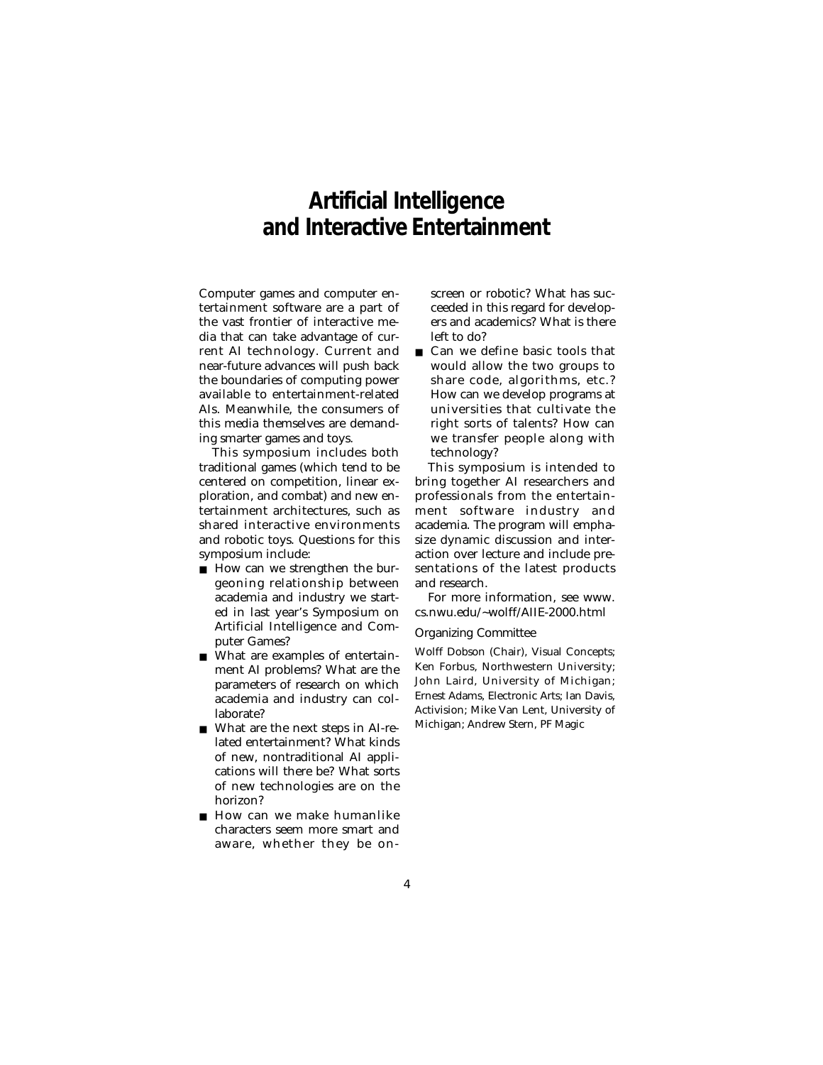# Artificial Intelligence and Interactive Entertainment

Computer games and computer entertainment software are a part of the vast frontier of interactive media that can take advantage of current AI technology. Current and near-future advances will push back the boundaries of computing power available to entertainment-related AIs. Meanwhile, the consumers of this media themselves are demanding smarter games and toys.

This symposium includes both traditional games (which tend to be centered on competition, linear exploration, and combat) and new entertainment architectures, such as shared interactive environments and robotic toys. Questions for this symposium include:

- How can we strengthen the burgeoning relationship between academia and industry we started in last year's Symposium on Artificial Intelligence and Computer Games?
- What are examples of entertainment AI problems? What are the parameters of research on which academia and industry can collaborate?
- What are the next steps in AI-related entertainment? What kinds of new, nontraditional AI applications will there be? What sorts of new technologies are on the horizon?
- How can we make humanlike characters seem more smart and aware, whether they be onscreen or robotic? What has succeeded in this regard for developers and academics? What is there left to do?
- Can we define basic tools that would allow the two groups to share code, algorithms, etc.? How can we develop programs at universities that cultivate the right sorts of talents? How can we transfer people along with technology?

This symposium is intended to bring together AI researchers and professionals from the entertainment software industry and academia. The program will emphasize dynamic discussion and interaction over lecture and include presentations of the latest products and research.

For more information, see www.cs.nwu.edu/~wolff/AIIE-2000.html

## Organizing Committee

Wolff Dobson (Chair), Visual Concepts; Ken Forbus, Northwestern University; John Laird, University of Michigan; Ernest Adams, Electronic Arts; Ian Davis, Activision; Mike Van Lent, University of Michigan; Andrew Stern, PF Magic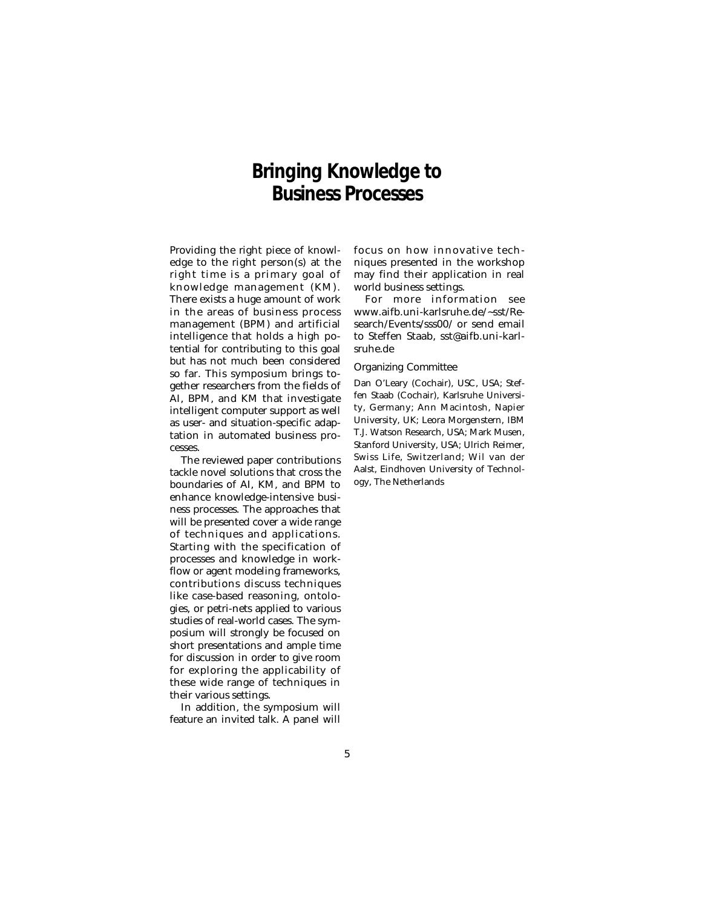# Bringing Knowledge to Business Processes

Providing the right piece of knowledge to the right person(s) at the right time is a primary goal of knowledge management (KM). There exists a huge amount of work in the areas of business process management (BPM) and artificial intelligence that holds a high potential for contributing to this goal but has not much been considered so far. This symposium brings together researchers from the fields of AI, BPM, and KM that investigate intelligent computer support as well as user- and situation-specific adaptation in automated business processes.

The reviewed paper contributions tackle novel solutions that cross the boundaries of AI, KM, and BPM to enhance knowledge-intensive business processes. The approaches that will be presented cover a wide range of techniques and applications. Starting with the specification of processes and knowledge in workflow or agent modeling frameworks, contributions discuss techniques like case-based reasoning, ontologies, or petri-nets applied to various studies of real-world cases. The symposium will strongly be focused on short presentations and ample time for discussion in order to give room for exploring the applicability of these wide range of techniques in their various settings.

In addition, the symposium will feature an invited talk. A panel will focus on how innovative techniques presented in the workshop may find their application in real world business settings.

For more information see www.aifb.uni-karlsruhe.de/~sst/Research/Events/sss00/ or send email to Steffen Staab, sst@aifb.uni-karlsruhe.de

## Organizing Committee

Dan O'Leary (Cochair), USC, USA; Steffen Staab (Cochair), Karlsruhe University, Germany; Ann Macintosh, Napier University, UK; Leora Morgenstern, IBM T.J. Watson Research, USA; Mark Musen, Stanford University, USA; Ulrich Reimer, Swiss Life, Switzerland; Wil van der Aalst, Eindhoven University of Technology, The Netherlands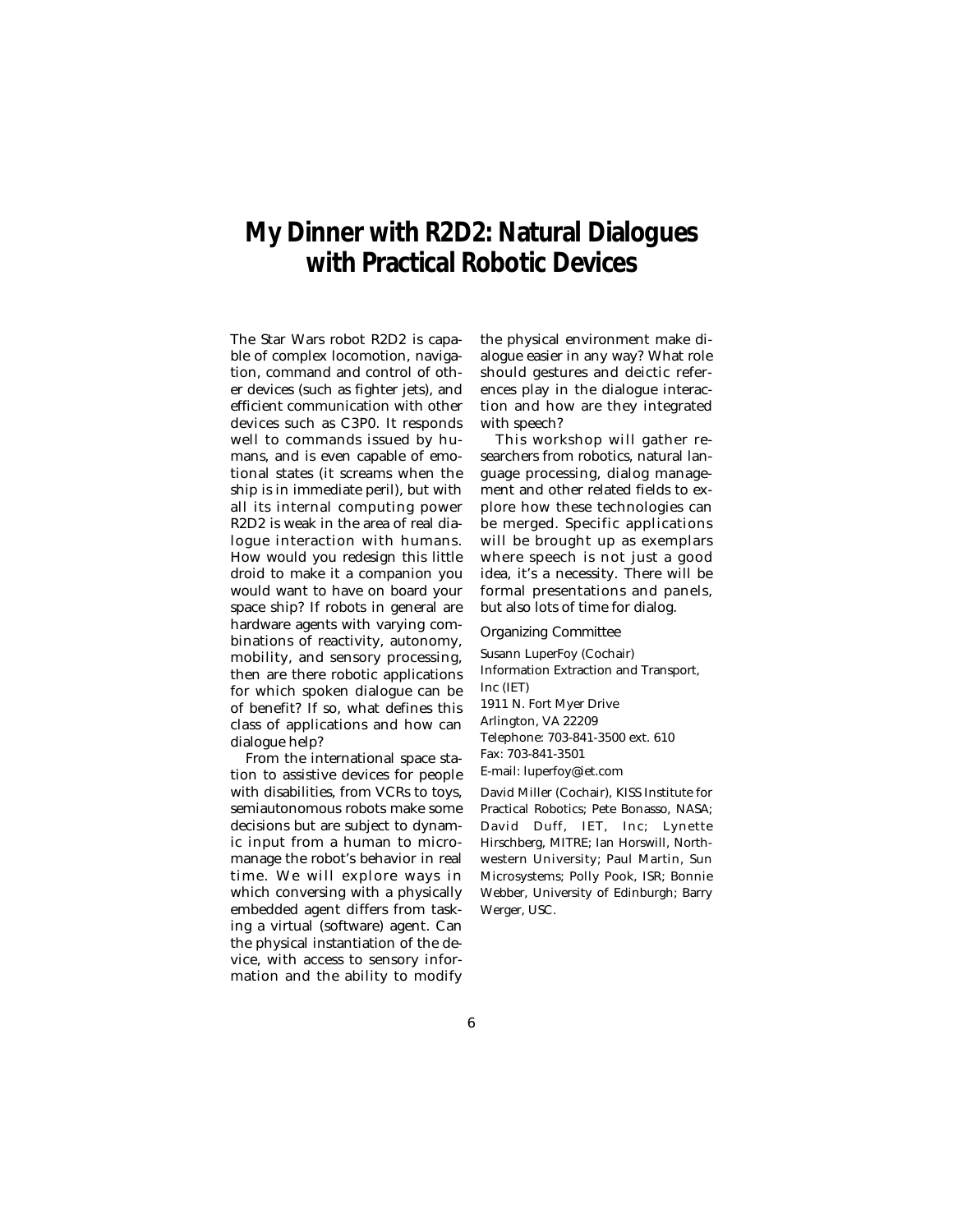# My Dinner with R2D2: Natural Dialogues with Practical Robotic Devices

The Star Wars robot R2D2 is capable of complex locomotion, navigation, command and control of other devices (such as fighter jets), and efficient communication with other devices such as C3P0. It responds well to commands issued by humans, and is even capable of emotional states (it screams when the ship is in immediate peril), but with all its internal computing power R2D2 is weak in the area of real dialogue interaction with humans. How would you redesign this little droid to make it a companion you would want to have on board your space ship? If robots in general are hardware agents with varying combinations of reactivity, autonomy, mobility, and sensory processing, then are there robotic applications for which spoken dialogue can be of benefit? If so, what defines this class of applications and how can dialogue help?

From the international space station to assistive devices for people with disabilities, from VCRs to toys, semiautonomous robots make some decisions but are subject to dynamic input from a human to micromanage the robot's behavior in real time. We will explore ways in which conversing with a physically embedded agent differs from tasking a virtual (software) agent. Can the physical instantiation of the device, with access to sensory information and the ability to modify the physical environment make dialogue easier in any way? What role should gestures and deictic references play in the dialogue interaction and how are they integrated with speech?

This workshop will gather researchers from robotics, natural language processing, dialog management and other related fields to explore how these technologies can be merged. Specific applications will be brought up as exemplars where speech is not just a good idea, it's a necessity. There will be formal presentations and panels, but also lots of time for dialog.

## Organizing Committee

Susann LuperFoy (Cochair)
Information Extraction and Transport, Inc (IET)
1911 N. Fort Myer Drive
Arlington, VA 22209
Telephone: 703-841-3500 ext. 610
Fax: 703-841-3501
E-mail: luperfoy@iet.com

David Miller (Cochair), KISS Institute for Practical Robotics; Pete Bonasso, NASA; David Duff, IET, Inc; Lynette Hirschberg, MITRE; Ian Horswill, Northwestern University; Paul Martin, Sun Microsystems; Polly Pook, ISR; Bonnie Webber, University of Edinburgh; Barry Werger, USC.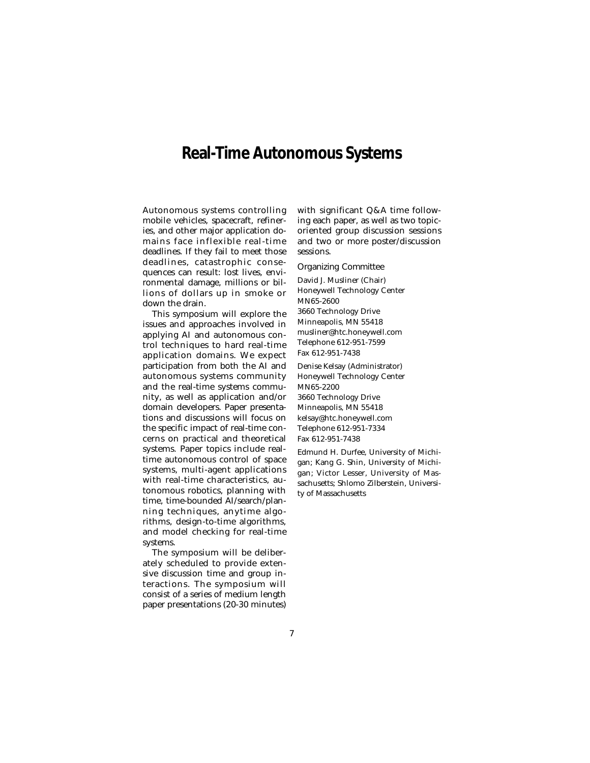# Real-Time Autonomous Systems

Autonomous systems controlling mobile vehicles, spacecraft, refineries, and other major application domains face inflexible real-time deadlines. If they fail to meet those deadlines, catastrophic consequences can result: lost lives, environmental damage, millions or billions of dollars up in smoke or down the drain.

This symposium will explore the issues and approaches involved in applying AI and autonomous control techniques to hard real-time application domains. We expect participation from both the AI and autonomous systems community and the real-time systems community, as well as application and/or domain developers. Paper presentations and discussions will focus on the specific impact of real-time concerns on practical and theoretical systems. Paper topics include real-time autonomous control of space systems, multi-agent applications with real-time characteristics, autonomous robotics, planning with time, time-bounded AI/search/planning techniques, anytime algorithms, design-to-time algorithms, and model checking for real-time systems.

The symposium will be deliberately scheduled to provide extensive discussion time and group interactions. The symposium will consist of a series of medium length paper presentations (20-30 minutes) with significant Q&A time following each paper, as well as two topic-oriented group discussion sessions and two or more poster/discussion sessions.

## Organizing Committee

David J. Musliner (Chair)
Honeywell Technology Center
MN65-2600
3660 Technology Drive
Minneapolis, MN 55418
musliner@htc.honeywell.com
Telephone 612-951-7599
Fax 612-951-7438

Denise Kelsay (Administrator)
Honeywell Technology Center
MN65-2200
3660 Technology Drive
Minneapolis, MN 55418
kelsay@htc.honeywell.com
Telephone 612-951-7334
Fax 612-951-7438

Edmund H. Durfee, University of Michigan; Kang G. Shin, University of Michigan; Victor Lesser, University of Massachusetts; Shlomo Zilberstein, University of Massachusetts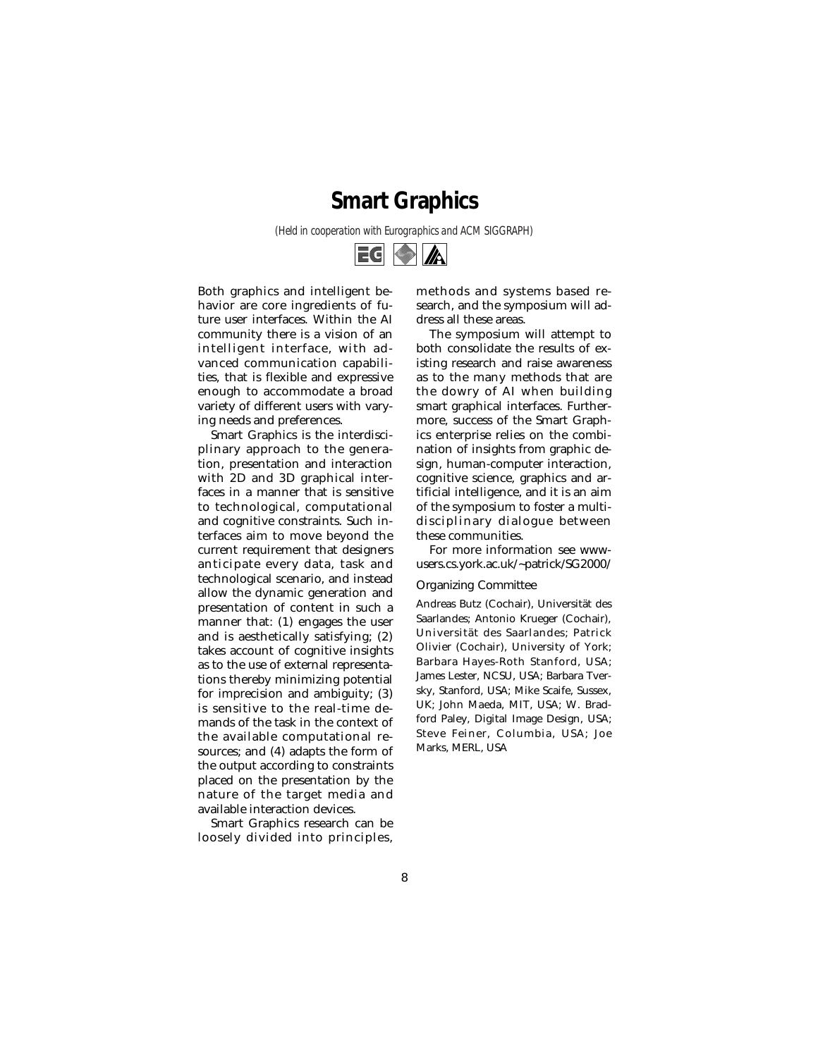# Smart Graphics

*(Held in cooperation with Eurographics and ACM SIGGRAPH)*

Both graphics and intelligent behavior are core ingredients of future user interfaces. Within the AI community there is a vision of an intelligent interface, with advanced communication capabilities, that is flexible and expressive enough to accommodate a broad variety of different users with varying needs and preferences.

Smart Graphics is the interdisciplinary approach to the generation, presentation and interaction with 2D and 3D graphical interfaces in a manner that is sensitive to technological, computational and cognitive constraints. Such interfaces aim to move beyond the current requirement that designers anticipate every data, task and technological scenario, and instead allow the dynamic generation and presentation of content in such a manner that: (1) engages the user and is aesthetically satisfying; (2) takes account of cognitive insights as to the use of external representations thereby minimizing potential for imprecision and ambiguity; (3) is sensitive to the real-time demands of the task in the context of the available computational resources; and (4) adapts the form of the output according to constraints placed on the presentation by the nature of the target media and available interaction devices.

Smart Graphics research can be loosely divided into principles, methods and systems based research, and the symposium will address all these areas.

The symposium will attempt to both consolidate the results of existing research and raise awareness as to the many methods that are the dowry of AI when building smart graphical interfaces. Furthermore, success of the Smart Graphics enterprise relies on the combination of insights from graphic design, human-computer interaction, cognitive science, graphics and artificial intelligence, and it is an aim of the symposium to foster a multidisciplinary dialogue between these communities.

For more information see www-users.cs.york.ac.uk/~patrick/SG2000/

## Organizing Committee

Andreas Butz (Cochair), Universität des Saarlandes; Antonio Krueger (Cochair), Universität des Saarlandes; Patrick Olivier (Cochair), University of York; Barbara Hayes-Roth Stanford, USA; James Lester, NCSU, USA; Barbara Tversky, Stanford, USA; Mike Scaife, Sussex, UK; John Maeda, MIT, USA; W. Bradford Paley, Digital Image Design, USA; Steve Feiner, Columbia, USA; Joe Marks, MERL, USA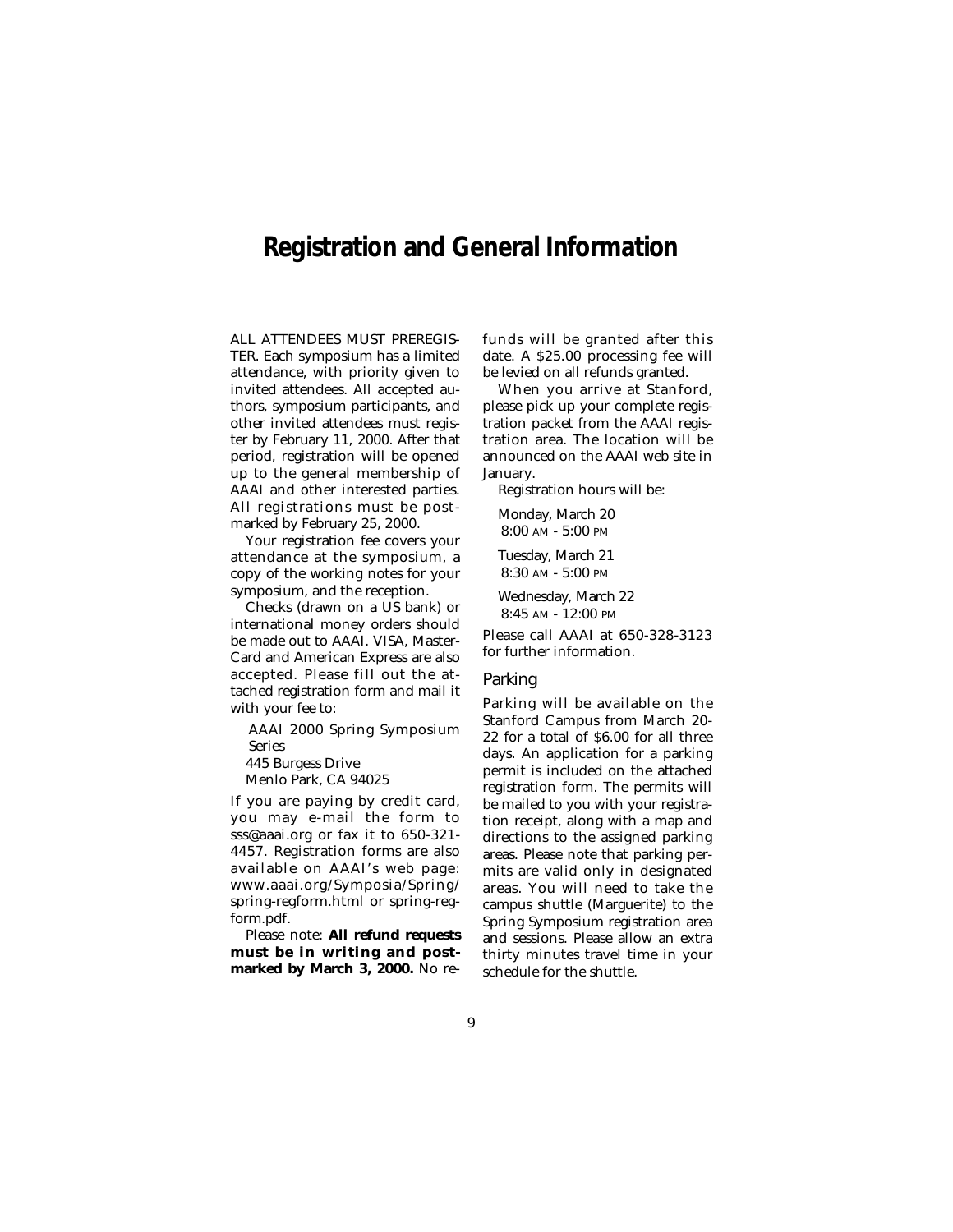# Registration and General Information

ALL ATTENDEES MUST PREREGISTER. Each symposium has a limited attendance, with priority given to invited attendees. All accepted authors, symposium participants, and other invited attendees must register by February 11, 2000. After that period, registration will be opened up to the general membership of AAAI and other interested parties. All registrations must be postmarked by February 25, 2000.

Your registration fee covers your attendance at the symposium, a copy of the working notes for your symposium, and the reception.

Checks (drawn on a US bank) or international money orders should be made out to AAAI. VISA, MasterCard and American Express are also accepted. Please fill out the attached registration form and mail it with your fee to:

AAAI 2000 Spring Symposium Series
445 Burgess Drive
Menlo Park, CA 94025

If you are paying by credit card, you may e-mail the form to sss@aaai.org or fax it to 650-321-4457. Registration forms are also available on AAAI's web page: www.aaai.org/Symposia/Spring/spring-regform.html or spring-regform.pdf.

Please note: **All refund requests must be in writing and postmarked by March 3, 2000.** No refunds will be granted after this date. A $25.00 processing fee will be levied on all refunds granted.

When you arrive at Stanford, please pick up your complete registration packet from the AAAI registration area. The location will be announced on the AAAI web site in January.

Registration hours will be:

Monday, March 20
8:00 AM - 5:00 PM

Tuesday, March 21
8:30 AM - 5:00 PM

Wednesday, March 22
8:45 AM - 12:00 PM

Please call AAAI at 650-328-3123 for further information.

## Parking

Parking will be available on the Stanford Campus from March 20-22 for a total of $6.00 for all three days. An application for a parking permit is included on the attached registration form. The permits will be mailed to you with your registration receipt, along with a map and directions to the assigned parking areas. Please note that parking permits are valid only in designated areas. You will need to take the campus shuttle (Marguerite) to the Spring Symposium registration area and sessions. Please allow an extra thirty minutes travel time in your schedule for the shuttle.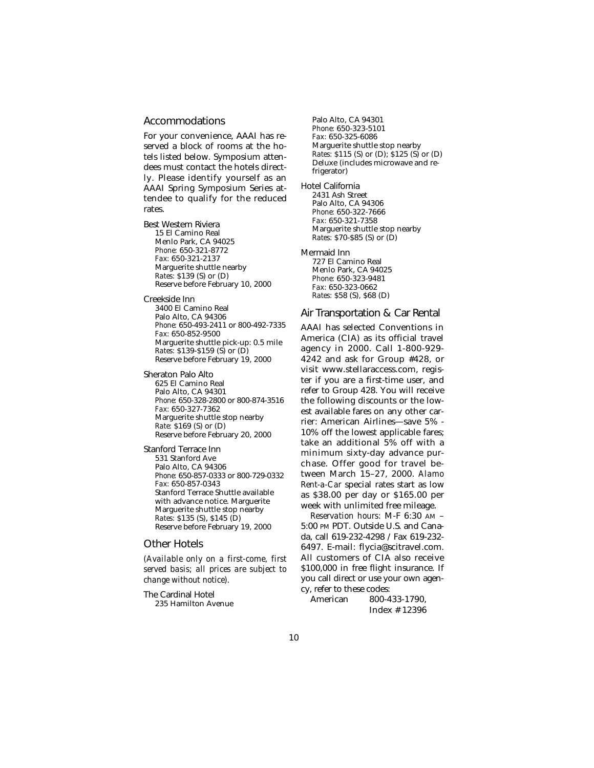## Accommodations

For your convenience, AAAI has reserved a block of rooms at the hotels listed below. Symposium attendees must contact the hotels directly. Please identify yourself as an AAAI Spring Symposium Series attendee to qualify for the reduced rates.

Best Western Riviera
15 El Camino Real
Menlo Park, CA 94025
*Phone:* 650-321-8772
*Fax:* 650-321-2137
Marguerite shuttle nearby
*Rates:* $139 (S) or (D)
Reserve before February 10, 2000

Creekside Inn
3400 El Camino Real
Palo Alto, CA 94306
*Phone:* 650-493-2411 or 800-492-7335
*Fax:* 650-852-9500
Marguerite shuttle pick-up: 0.5 mile
*Rates:* $139-$159 (S) or (D)
Reserve before February 19, 2000

Sheraton Palo Alto
625 El Camino Real
Palo Alto, CA 94301
*Phone:* 650-328-2800 or 800-874-3516
*Fax:* 650-327-7362
Marguerite shuttle stop nearby
*Rate:* $169 (S) or (D)
Reserve before February 20, 2000

Stanford Terrace Inn
531 Stanford Ave
Palo Alto, CA 94306
*Phone:* 650-857-0333 or 800-729-0332
*Fax:* 650-857-0343
Stanford Terrace Shuttle available with advance notice. Marguerite Marguerite shuttle stop nearby
*Rates:* $135 (S), $145 (D)
Reserve before February 19, 2000

## Other Hotels

*(Available only on a first-come, first served basis; all prices are subject to change without notice).*

The Cardinal Hotel
235 Hamilton Avenue
Palo Alto, CA 94301
*Phone:* 650-323-5101
*Fax:* 650-325-6086
Marguerite shuttle stop nearby
*Rates:* $115 (S) or (D); $125 (S) or (D) Deluxe (includes microwave and refrigerator)

Hotel California
2431 Ash Street
Palo Alto, CA 94306
*Phone:* 650-322-7666
*Fax:* 650-321-7358
Marguerite shuttle stop nearby
*Rates:* $70-$85 (S) or (D)

Mermaid Inn
727 El Camino Real
Menlo Park, CA 94025
*Phone:* 650-323-9481
*Fax:* 650-323-0662
*Rates:* $58 (S), $68 (D)

## Air Transportation & Car Rental

AAAI has selected Conventions in America (CIA) as its official travel agency in 2000. Call 1-800-929-4242 and ask for Group #428, or visit www.stellaraccess.com, register if you are a first-time user, and refer to Group 428. You will receive the following discounts or the lowest available fares on any other carrier: American Airlines—save 5% - 10% off the lowest applicable fares; take an additional 5% off with a minimum sixty-day advance purchase. Offer good for travel between March 15–27, 2000. *Alamo Rent-a-Car* special rates start as low as $38.00 per day or $165.00 per week with unlimited free mileage.

*Reservation hours:* M-F 6:30 AM – 5:00 PM PDT. Outside U.S. and Canada, call 619-232-4298 / Fax 619-232-6497. E-mail: flycia@scitravel.com. All customers of CIA also receive $100,000 in free flight insurance. If you call direct or use your own agency, refer to these codes:

American 800-433-1790, Index # 12396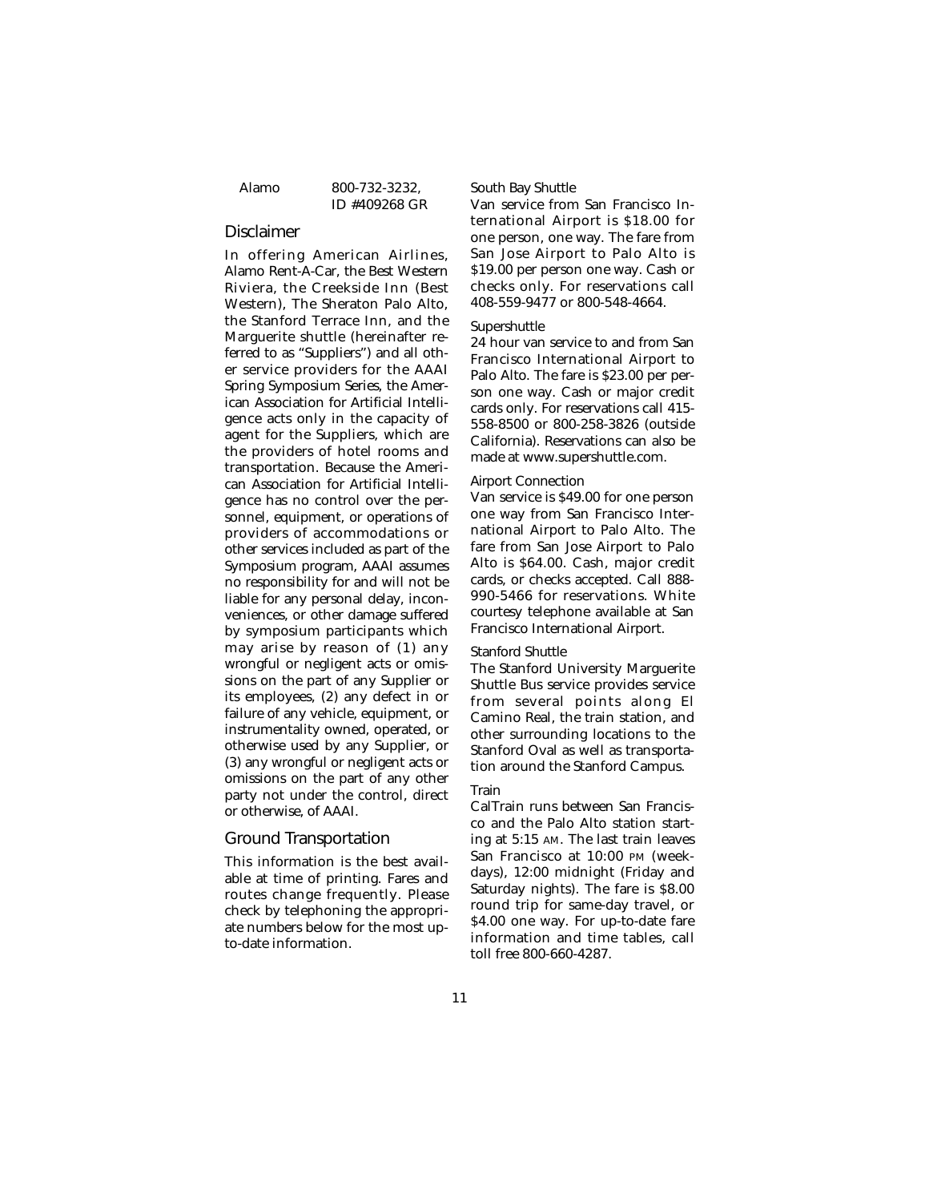| Alamo | 800-732-3232, ID #409268 GR |
| --- | --- |

## Disclaimer

In offering American Airlines, Alamo Rent-A-Car, the Best Western Riviera, the Creekside Inn (Best Western), The Sheraton Palo Alto, the Stanford Terrace Inn, and the Marguerite shuttle (hereinafter referred to as "Suppliers") and all other service providers for the AAAI Spring Symposium Series, the American Association for Artificial Intelligence acts only in the capacity of agent for the Suppliers, which are the providers of hotel rooms and transportation. Because the American Association for Artificial Intelligence has no control over the personnel, equipment, or operations of providers of accommodations or other services included as part of the Symposium program, AAAI assumes no responsibility for and will not be liable for any personal delay, inconveniences, or other damage suffered by symposium participants which may arise by reason of (1) any wrongful or negligent acts or omissions on the part of any Supplier or its employees, (2) any defect in or failure of any vehicle, equipment, or instrumentality owned, operated, or otherwise used by any Supplier, or (3) any wrongful or negligent acts or omissions on the part of any other party not under the control, direct or otherwise, of AAAI.

## Ground Transportation

This information is the best available at time of printing. Fares and routes change frequently. Please check by telephoning the appropriate numbers below for the most up-to-date information.

### South Bay Shuttle

Van service from San Francisco International Airport is $18.00 for one person, one way. The fare from San Jose Airport to Palo Alto is $19.00 per person one way. Cash or checks only. For reservations call 408-559-9477 or 800-548-4664.

### Supershuttle

24 hour van service to and from San Francisco International Airport to Palo Alto. The fare is $23.00 per person one way. Cash or major credit cards only. For reservations call 415-558-8500 or 800-258-3826 (outside California). Reservations can also be made at www.supershuttle.com.

### Airport Connection

Van service is $49.00 for one person one way from San Francisco International Airport to Palo Alto. The fare from San Jose Airport to Palo Alto is $64.00. Cash, major credit cards, or checks accepted. Call 888-990-5466 for reservations. White courtesy telephone available at San Francisco International Airport.

### Stanford Shuttle

The Stanford University Marguerite Shuttle Bus service provides service from several points along El Camino Real, the train station, and other surrounding locations to the Stanford Oval as well as transportation around the Stanford Campus.

### Train

CalTrain runs between San Francisco and the Palo Alto station starting at 5:15 AM. The last train leaves San Francisco at 10:00 PM (weekdays), 12:00 midnight (Friday and Saturday nights). The fare is $8.00 round trip for same-day travel, or $4.00 one way. For up-to-date fare information and time tables, call toll free 800-660-4287.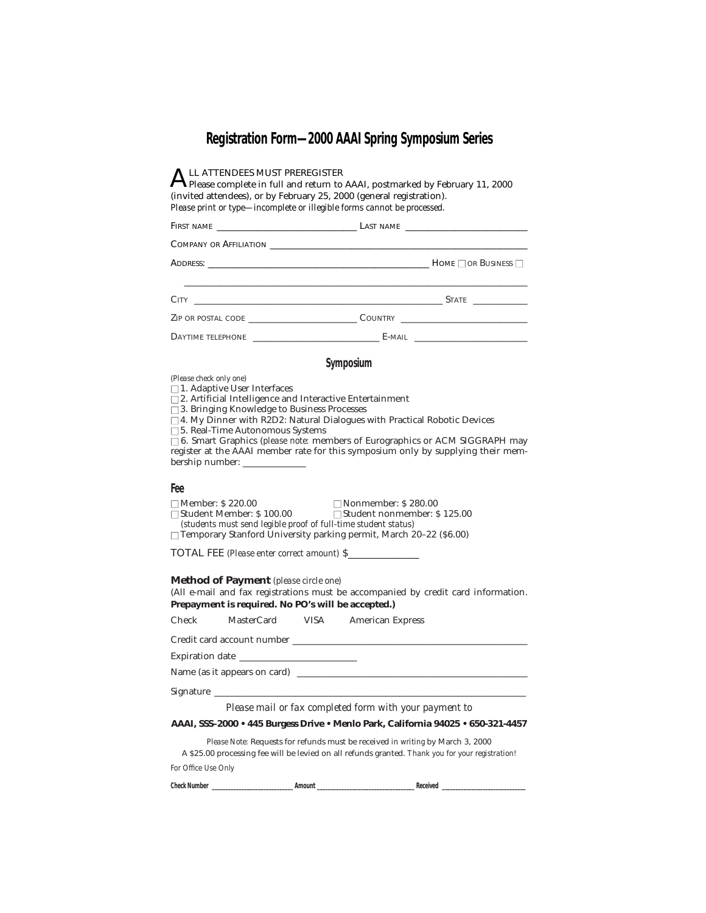# Registration Form—2000 AAAI Spring Symposium Series

ALL ATTENDEES MUST PREREGISTER
Please complete in full and return to AAAI, postmarked by February 11, 2000 (invited attendees), or by February 25, 2000 (general registration).
*Please print or type—incomplete or illegible forms cannot be processed.*

FIRST NAME ______________________ LAST NAME ______________________

COMPANY OR AFFILIATION ______________________________________________

ADDRESS: ______________________________________ HOME ☐ OR BUSINESS ☐

__________________________________________________________________

CITY ______________________________________________ STATE __________

ZIP OR POSTAL CODE ____________________ COUNTRY ______________________

DAYTIME TELEPHONE ______________________ E-MAIL ______________________

## Symposium

*(Please check only one)*

☐ 1. Adaptive User Interfaces
☐ 2. Artificial Intelligence and Interactive Entertainment
☐ 3. Bringing Knowledge to Business Processes
☐ 4. My Dinner with R2D2: Natural Dialogues with Practical Robotic Devices
☐ 5. Real-Time Autonomous Systems
☐ 6. Smart Graphics (*please note*: members of Eurographics or ACM SIGGRAPH may register at the AAAI member rate for this symposium only by supplying their membership number: ____________

## Fee

☐ Member: $ 220.00 ☐ Nonmember: $ 280.00
☐ Student Member: $ 100.00 ☐ Student nonmember: $ 125.00
*(students must send legible proof of full-time student status)*
☐ Temporary Stanford University parking permit, March 20–22 ($6.00)

TOTAL FEE *(Please enter correct amount)* $____________

**Method of Payment** *(please circle one)*
(All e-mail and fax registrations must be accompanied by credit card information. **Prepayment is required. No PO's will be accepted.)**

Check MasterCard VISA American Express

Credit card account number ______________________________________________

Expiration date ______________________

Name (as it appears on card) ____________________________________________

Signature ______________________________________________________________

*Please mail or fax completed form with your payment to*

**AAAI, SSS-2000 • 445 Burgess Drive • Menlo Park, California 94025 • 650-321-4457**

*Please Note*: Requests for refunds must be received *in writing* by March 3, 2000
A $25.00 processing fee will be levied on all refunds granted. *Thank you for your registration!*

*For Office Use Only*

**Check Number** ____________ **Amount** ____________ **Received** ____________